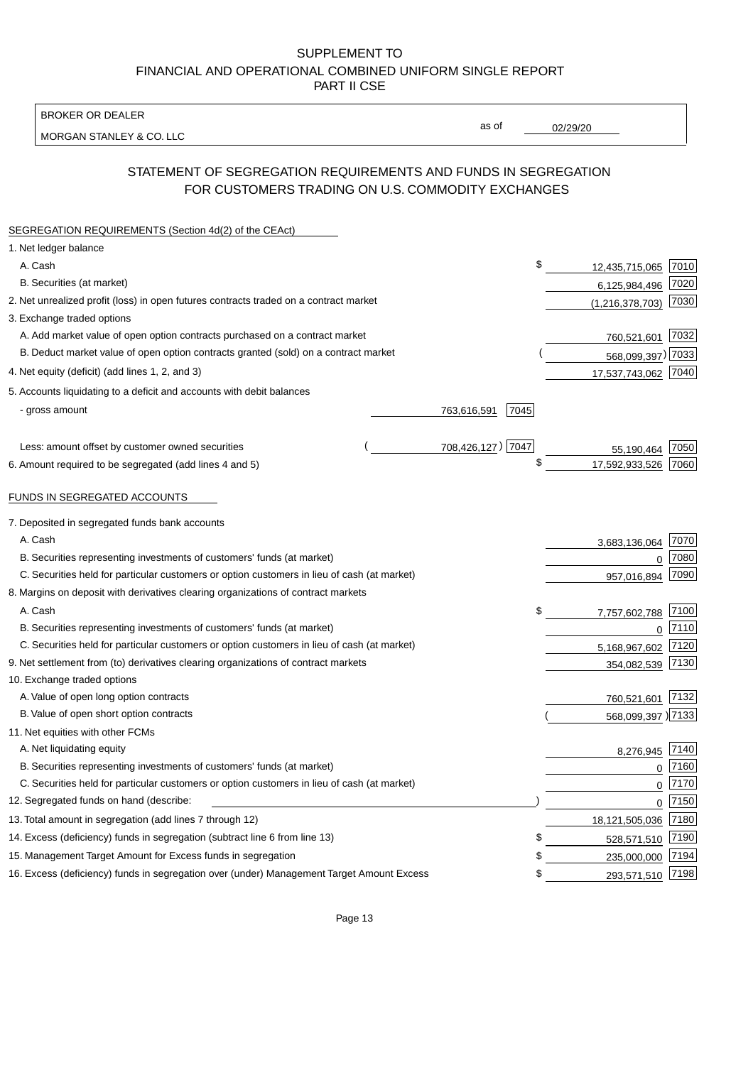SUPPLEMENT TO
FINANCIAL AND OPERATIONAL COMBINED UNIFORM SINGLE REPORT
PART II CSE

BROKER OR DEALER
MORGAN STANLEY & CO. LLC

as of 02/29/20

## STATEMENT OF SEGREGATION REQUIREMENTS AND FUNDS IN SEGREGATION FOR CUSTOMERS TRADING ON U.S. COMMODITY EXCHANGES

SEGREGATION REQUIREMENTS (Section 4d(2) of the CEAct)

| | | | | |
|---|---|---|---|---|
| 1. Net ledger balance | | | | |
| A. Cash | | | $ 12,435,715,065 | 7010 |
| B. Securities (at market) | | | 6,125,984,496 | 7020 |
| 2. Net unrealized profit (loss) in open futures contracts traded on a contract market | | | (1,216,378,703) | 7030 |
| 3. Exchange traded options | | | | |
| A. Add market value of open option contracts purchased on a contract market | | | 760,521,601 | 7032 |
| B. Deduct market value of open option contracts granted (sold) on a contract market | | | ( 568,099,397) | 7033 |
| 4. Net equity (deficit) (add lines 1, 2, and 3) | | | 17,537,743,062 | 7040 |
| 5. Accounts liquidating to a deficit and accounts with debit balances | | | | |
| - gross amount | 763,616,591 | 7045 | | |
| Less: amount offset by customer owned securities | ( 708,426,127) | 7047 | 55,190,464 | 7050 |
| 6. Amount required to be segregated (add lines 4 and 5) | | | $ 17,592,933,526 | 7060 |

FUNDS IN SEGREGATED ACCOUNTS

| | | |
|---|---|---|
| 7. Deposited in segregated funds bank accounts | | |
| A. Cash | 3,683,136,064 | 7070 |
| B. Securities representing investments of customers' funds (at market) | 0 | 7080 |
| C. Securities held for particular customers or option customers in lieu of cash (at market) | 957,016,894 | 7090 |
| 8. Margins on deposit with derivatives clearing organizations of contract markets | | |
| A. Cash | $ 7,757,602,788 | 7100 |
| B. Securities representing investments of customers' funds (at market) | 0 | 7110 |
| C. Securities held for particular customers or option customers in lieu of cash (at market) | 5,168,967,602 | 7120 |
| 9. Net settlement from (to) derivatives clearing organizations of contract markets | 354,082,539 | 7130 |
| 10. Exchange traded options | | |
| A. Value of open long option contracts | 760,521,601 | 7132 |
| B. Value of open short option contracts | ( 568,099,397 ) | 7133 |
| 11. Net equities with other FCMs | | |
| A. Net liquidating equity | 8,276,945 | 7140 |
| B. Securities representing investments of customers' funds (at market) | 0 | 7160 |
| C. Securities held for particular customers or option customers in lieu of cash (at market) | 0 | 7170 |
| 12. Segregated funds on hand (describe: ) | 0 | 7150 |
| 13. Total amount in segregation (add lines 7 through 12) | 18,121,505,036 | 7180 |
| 14. Excess (deficiency) funds in segregation (subtract line 6 from line 13) | $ 528,571,510 | 7190 |
| 15. Management Target Amount for Excess funds in segregation | $ 235,000,000 | 7194 |
| 16. Excess (deficiency) funds in segregation over (under) Management Target Amount Excess | $ 293,571,510 | 7198 |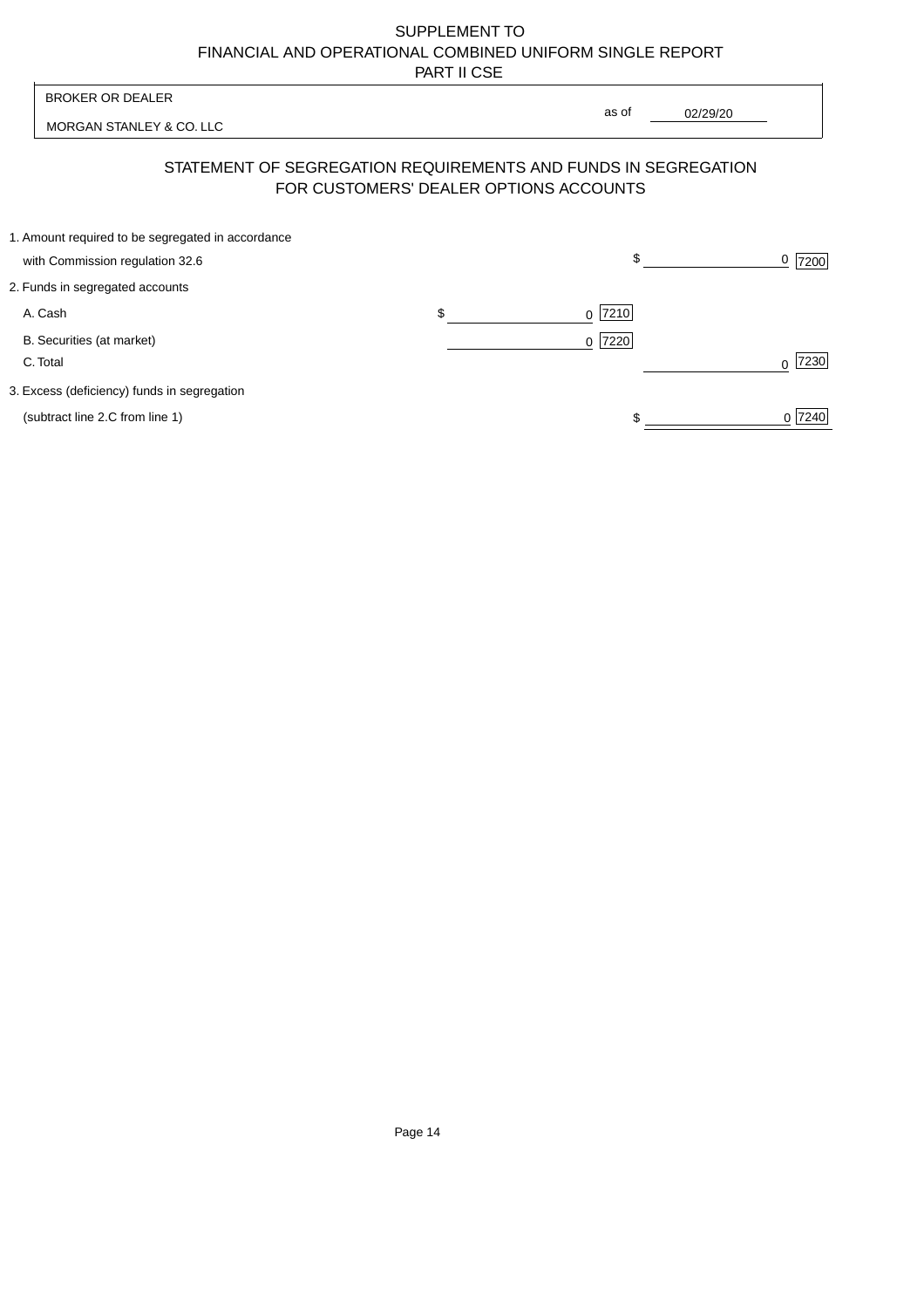SUPPLEMENT TO
FINANCIAL AND OPERATIONAL COMBINED UNIFORM SINGLE REPORT
PART II CSE

| BROKER OR DEALER | |
|---|---|
| MORGAN STANLEY & CO. LLC | as of 02/29/20 |

## STATEMENT OF SEGREGATION REQUIREMENTS AND FUNDS IN SEGREGATION FOR CUSTOMERS' DEALER OPTIONS ACCOUNTS

| | | | | |
|---|---|---|---|---|
| 1. Amount required to be segregated in accordance with Commission regulation 32.6 | | | $ 0 | 7200 |
| 2. Funds in segregated accounts | | | | |
| A. Cash | $ 0 | 7210 | | |
| B. Securities (at market) | 0 | 7220 | | |
| C. Total | | | 0 | 7230 |
| 3. Excess (deficiency) funds in segregation (subtract line 2.C from line 1) | | | $ 0 | 7240 |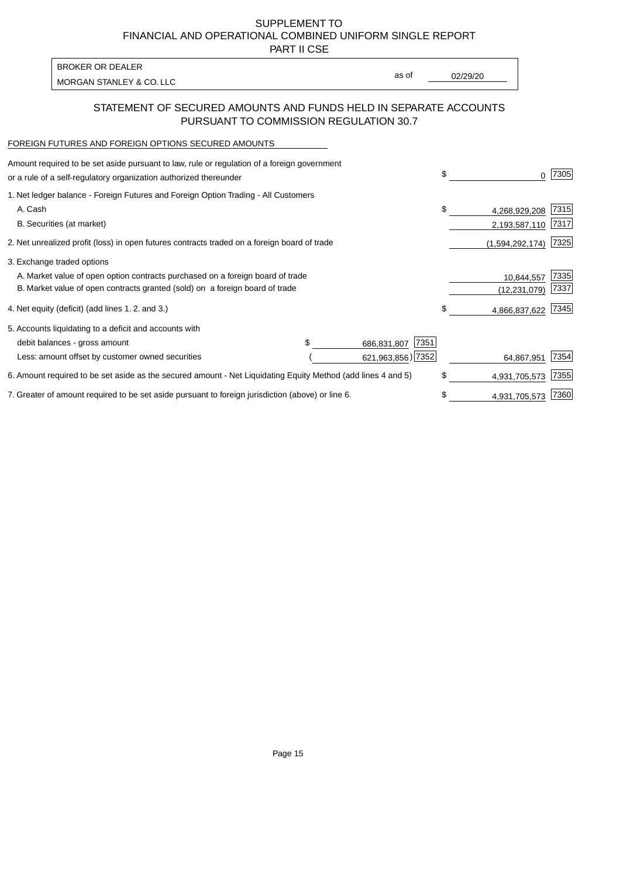SUPPLEMENT TO
FINANCIAL AND OPERATIONAL COMBINED UNIFORM SINGLE REPORT
PART II CSE

| BROKER OR DEALER | | |
|---|---|---|
| MORGAN STANLEY & CO. LLC | as of | 02/29/20 |

## STATEMENT OF SECURED AMOUNTS AND FUNDS HELD IN SEPARATE ACCOUNTS PURSUANT TO COMMISSION REGULATION 30.7

FOREIGN FUTURES AND FOREIGN OPTIONS SECURED AMOUNTS

| Description | | | | Amount | Code |
|---|---|---|---|---|---|
| Amount required to be set aside pursuant to law, rule or regulation of a foreign government or a rule of a self-regulatory organization authorized thereunder | | | $ | 0 | 7305 |
| 1. Net ledger balance - Foreign Futures and Foreign Option Trading - All Customers | | | | | |
| A. Cash | | | $ | 4,268,929,208 | 7315 |
| B. Securities (at market) | | | | 2,193,587,110 | 7317 |
| 2. Net unrealized profit (loss) in open futures contracts traded on a foreign board of trade | | | | (1,594,292,174) | 7325 |
| 3. Exchange traded options | | | | | |
| A. Market value of open option contracts purchased on a foreign board of trade | | | | 10,844,557 | 7335 |
| B. Market value of open contracts granted (sold) on a foreign board of trade | | | | (12,231,079) | 7337 |
| 4. Net equity (deficit) (add lines 1. 2. and 3.) | | | $ | 4,866,837,622 | 7345 |
| 5. Accounts liquidating to a deficit and accounts with | | | | | |
| debit balances - gross amount | $ 686,831,807 | 7351 | | | |
| Less: amount offset by customer owned securities | ( 621,963,856) | 7352 | | 64,867,951 | 7354 |
| 6. Amount required to be set aside as the secured amount - Net Liquidating Equity Method (add lines 4 and 5) | | | $ | 4,931,705,573 | 7355 |
| 7. Greater of amount required to be set aside pursuant to foreign jurisdiction (above) or line 6. | | | $ | 4,931,705,573 | 7360 |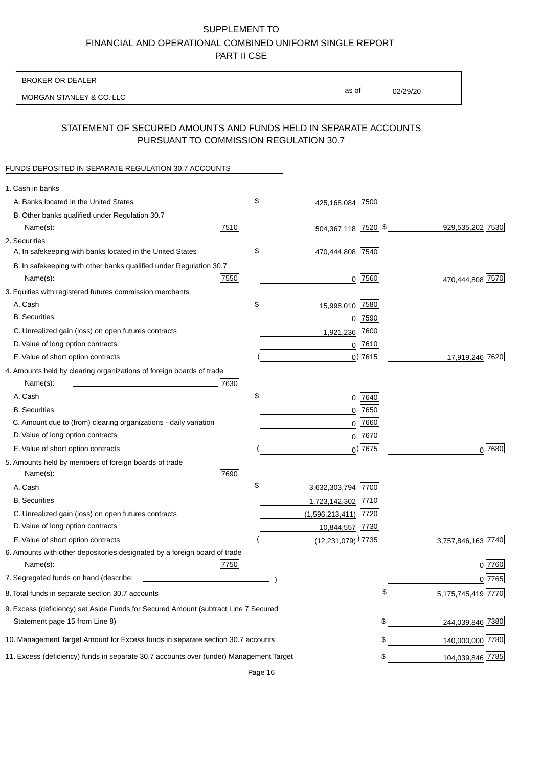# SUPPLEMENT TO
# FINANCIAL AND OPERATIONAL COMBINED UNIFORM SINGLE REPORT
# PART II CSE

BROKER OR DEALER

MORGAN STANLEY & CO. LLC

as of 02/29/20

## STATEMENT OF SECURED AMOUNTS AND FUNDS HELD IN SEPARATE ACCOUNTS PURSUANT TO COMMISSION REGULATION 30.7

FUNDS DEPOSITED IN SEPARATE REGULATION 30.7 ACCOUNTS

| | | | | |
|---|---|---|---|---|
| 1. Cash in banks | | | | |
| A. Banks located in the United States | $ 425,168,084 | 7500 | | |
| B. Other banks qualified under Regulation 30.7 Name(s): 7510 | 504,367,118 | 7520 | $ 929,535,202 | 7530 |
| 2. Securities | | | | |
| A. In safekeeping with banks located in the United States | $ 470,444,808 | 7540 | | |
| B. In safekeeping with other banks qualified under Regulation 30.7 Name(s): 7550 | 0 | 7560 | 470,444,808 | 7570 |
| 3. Equities with registered futures commission merchants | | | | |
| A. Cash | $ 15,998,010 | 7580 | | |
| B. Securities | 0 | 7590 | | |
| C. Unrealized gain (loss) on open futures contracts | 1,921,236 | 7600 | | |
| D. Value of long option contracts | 0 | 7610 | | |
| E. Value of short option contracts | ( 0) | 7615 | 17,919,246 | 7620 |
| 4. Amounts held by clearing organizations of foreign boards of trade Name(s): 7630 | | | | |
| A. Cash | $ 0 | 7640 | | |
| B. Securities | 0 | 7650 | | |
| C. Amount due to (from) clearing organizations - daily variation | 0 | 7660 | | |
| D. Value of long option contracts | 0 | 7670 | | |
| E. Value of short option contracts | ( 0) | 7675 | 0 | 7680 |
| 5. Amounts held by members of foreign boards of trade Name(s): 7690 | | | | |
| A. Cash | $ 3,632,303,794 | 7700 | | |
| B. Securities | 1,723,142,302 | 7710 | | |
| C. Unrealized gain (loss) on open futures contracts | (1,596,213,411) | 7720 | | |
| D. Value of long option contracts | 10,844,557 | 7730 | | |
| E. Value of short option contracts | ( (12,231,079)) | 7735 | 3,757,846,163 | 7740 |
| 6. Amounts with other depositories designated by a foreign board of trade Name(s): 7750 | | | 0 | 7760 |
| 7. Segregated funds on hand (describe: ) | | | 0 | 7765 |
| 8. Total funds in separate section 30.7 accounts | | | $ 5,175,745,419 | 7770 |
| 9. Excess (deficiency) set Aside Funds for Secured Amount (subtract Line 7 Secured Statement page 15 from Line 8) | | | $ 244,039,846 | 7380 |
| 10. Management Target Amount for Excess funds in separate section 30.7 accounts | | | $ 140,000,000 | 7780 |
| 11. Excess (deficiency) funds in separate 30.7 accounts over (under) Management Target | | | $ 104,039,846 | 7785 |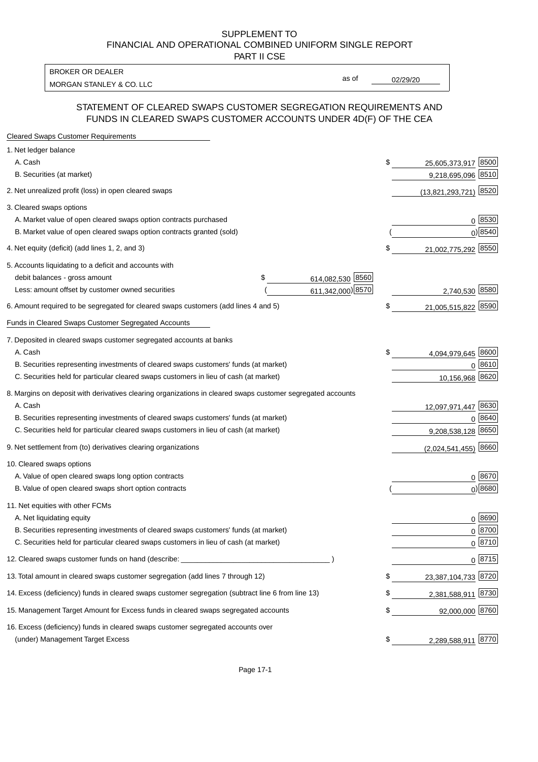SUPPLEMENT TO
FINANCIAL AND OPERATIONAL COMBINED UNIFORM SINGLE REPORT
PART II CSE

| | | |
|---|---|---|
| BROKER OR DEALER MORGAN STANLEY & CO. LLC | as of | 02/29/20 |

## STATEMENT OF CLEARED SWAPS CUSTOMER SEGREGATION REQUIREMENTS AND FUNDS IN CLEARED SWAPS CUSTOMER ACCOUNTS UNDER 4D(F) OF THE CEA

| | | | |
|---|---|---|---|
| **Cleared Swaps Customer Requirements** | | | |
| 1. Net ledger balance | | | |
| A. Cash | | $ 25,605,373,917 | 8500 |
| B. Securities (at market) | | 9,218,695,096 | 8510 |
| 2. Net unrealized profit (loss) in open cleared swaps | | (13,821,293,721) | 8520 |
| 3. Cleared swaps options | | | |
| A. Market value of open cleared swaps option contracts purchased | | 0 | 8530 |
| B. Market value of open cleared swaps option contracts granted (sold) | | ( 0) | 8540 |
| 4. Net equity (deficit) (add lines 1, 2, and 3) | | $ 21,002,775,292 | 8550 |
| 5. Accounts liquidating to a deficit and accounts with | | | |
| debit balances - gross amount | $ 614,082,530 8560 | | |
| Less: amount offset by customer owned securities | ( 611,342,000) 8570 | 2,740,530 | 8580 |
| 6. Amount required to be segregated for cleared swaps customers (add lines 4 and 5) | | $ 21,005,515,822 | 8590 |
| **Funds in Cleared Swaps Customer Segregated Accounts** | | | |
| 7. Deposited in cleared swaps customer segregated accounts at banks | | | |
| A. Cash | | $ 4,094,979,645 | 8600 |
| B. Securities representing investments of cleared swaps customers' funds (at market) | | 0 | 8610 |
| C. Securities held for particular cleared swaps customers in lieu of cash (at market) | | 10,156,968 | 8620 |
| 8. Margins on deposit with derivatives clearing organizations in cleared swaps customer segregated accounts | | | |
| A. Cash | | 12,097,971,447 | 8630 |
| B. Securities representing investments of cleared swaps customers' funds (at market) | | 0 | 8640 |
| C. Securities held for particular cleared swaps customers in lieu of cash (at market) | | 9,208,538,128 | 8650 |
| 9. Net settlement from (to) derivatives clearing organizations | | (2,024,541,455) | 8660 |
| 10. Cleared swaps options | | | |
| A. Value of open cleared swaps long option contracts | | 0 | 8670 |
| B. Value of open cleared swaps short option contracts | | ( 0) | 8680 |
| 11. Net equities with other FCMs | | | |
| A. Net liquidating equity | | 0 | 8690 |
| B. Securities representing investments of cleared swaps customers' funds (at market) | | 0 | 8700 |
| C. Securities held for particular cleared swaps customers in lieu of cash (at market) | | 0 | 8710 |
| 12. Cleared swaps customer funds on hand (describe: ____________ ) | | 0 | 8715 |
| 13. Total amount in cleared swaps customer segregation (add lines 7 through 12) | | $ 23,387,104,733 | 8720 |
| 14. Excess (deficiency) funds in cleared swaps customer segregation (subtract line 6 from line 13) | | $ 2,381,588,911 | 8730 |
| 15. Management Target Amount for Excess funds in cleared swaps segregated accounts | | $ 92,000,000 | 8760 |
| 16. Excess (deficiency) funds in cleared swaps customer segregated accounts over (under) Management Target Excess | | $ 2,289,588,911 | 8770 |